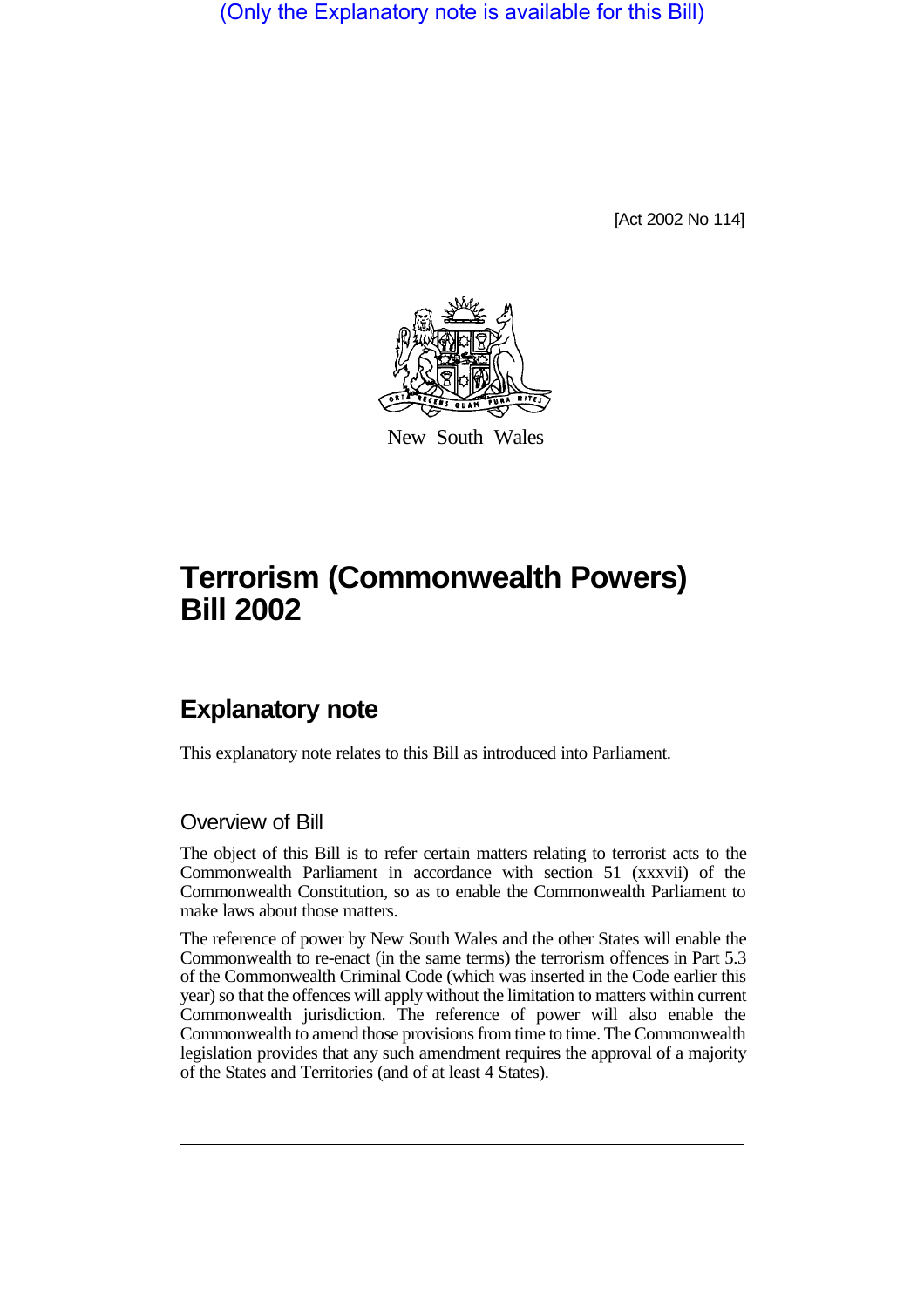(Only the Explanatory note is available for this Bill)

[Act 2002 No 114]

New South Wales

# Terrorism (Commonwealth Powers) Bill 2002

## Explanatory note

This explanatory note relates to this Bill as introduced into Parliament.

### Overview of Bill

The object of this Bill is to refer certain matters relating to terrorist acts to the Commonwealth Parliament in accordance with section 51 (xxxvii) of the Commonwealth Constitution, so as to enable the Commonwealth Parliament to make laws about those matters.

The reference of power by New South Wales and the other States will enable the Commonwealth to re-enact (in the same terms) the terrorism offences in Part 5.3 of the Commonwealth Criminal Code (which was inserted in the Code earlier this year) so that the offences will apply without the limitation to matters within current Commonwealth jurisdiction. The reference of power will also enable the Commonwealth to amend those provisions from time to time. The Commonwealth legislation provides that any such amendment requires the approval of a majority of the States and Territories (and of at least 4 States).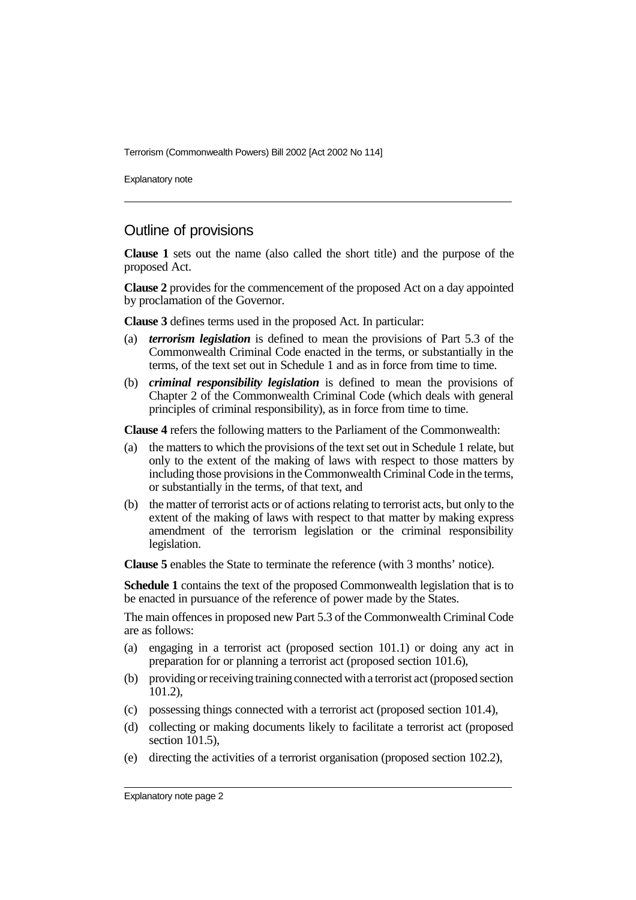## Outline of provisions

**Clause 1** sets out the name (also called the short title) and the purpose of the proposed Act.

**Clause 2** provides for the commencement of the proposed Act on a day appointed by proclamation of the Governor.

**Clause 3** defines terms used in the proposed Act. In particular:

(a) ***terrorism legislation*** is defined to mean the provisions of Part 5.3 of the Commonwealth Criminal Code enacted in the terms, or substantially in the terms, of the text set out in Schedule 1 and as in force from time to time.

(b) ***criminal responsibility legislation*** is defined to mean the provisions of Chapter 2 of the Commonwealth Criminal Code (which deals with general principles of criminal responsibility), as in force from time to time.

**Clause 4** refers the following matters to the Parliament of the Commonwealth:

(a) the matters to which the provisions of the text set out in Schedule 1 relate, but only to the extent of the making of laws with respect to those matters by including those provisions in the Commonwealth Criminal Code in the terms, or substantially in the terms, of that text, and

(b) the matter of terrorist acts or of actions relating to terrorist acts, but only to the extent of the making of laws with respect to that matter by making express amendment of the terrorism legislation or the criminal responsibility legislation.

**Clause 5** enables the State to terminate the reference (with 3 months' notice).

**Schedule 1** contains the text of the proposed Commonwealth legislation that is to be enacted in pursuance of the reference of power made by the States.

The main offences in proposed new Part 5.3 of the Commonwealth Criminal Code are as follows:

(a) engaging in a terrorist act (proposed section 101.1) or doing any act in preparation for or planning a terrorist act (proposed section 101.6),

(b) providing or receiving training connected with a terrorist act (proposed section 101.2),

(c) possessing things connected with a terrorist act (proposed section 101.4),

(d) collecting or making documents likely to facilitate a terrorist act (proposed section 101.5),

(e) directing the activities of a terrorist organisation (proposed section 102.2),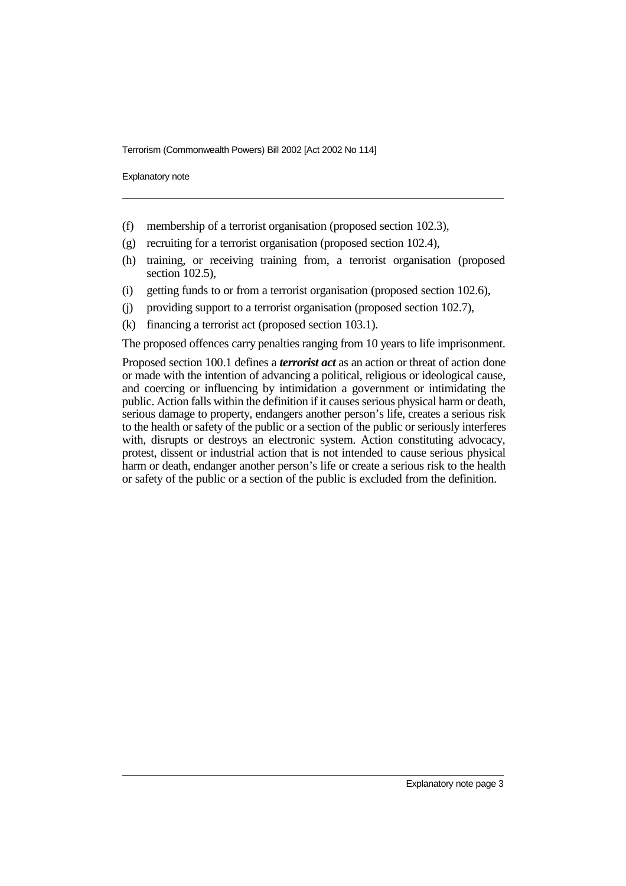(f) membership of a terrorist organisation (proposed section 102.3),
(g) recruiting for a terrorist organisation (proposed section 102.4),
(h) training, or receiving training from, a terrorist organisation (proposed section 102.5),
(i) getting funds to or from a terrorist organisation (proposed section 102.6),
(j) providing support to a terrorist organisation (proposed section 102.7),
(k) financing a terrorist act (proposed section 103.1).

The proposed offences carry penalties ranging from 10 years to life imprisonment.

Proposed section 100.1 defines a ***terrorist act*** as an action or threat of action done or made with the intention of advancing a political, religious or ideological cause, and coercing or influencing by intimidation a government or intimidating the public. Action falls within the definition if it causes serious physical harm or death, serious damage to property, endangers another person's life, creates a serious risk to the health or safety of the public or a section of the public or seriously interferes with, disrupts or destroys an electronic system. Action constituting advocacy, protest, dissent or industrial action that is not intended to cause serious physical harm or death, endanger another person's life or create a serious risk to the health or safety of the public or a section of the public is excluded from the definition.